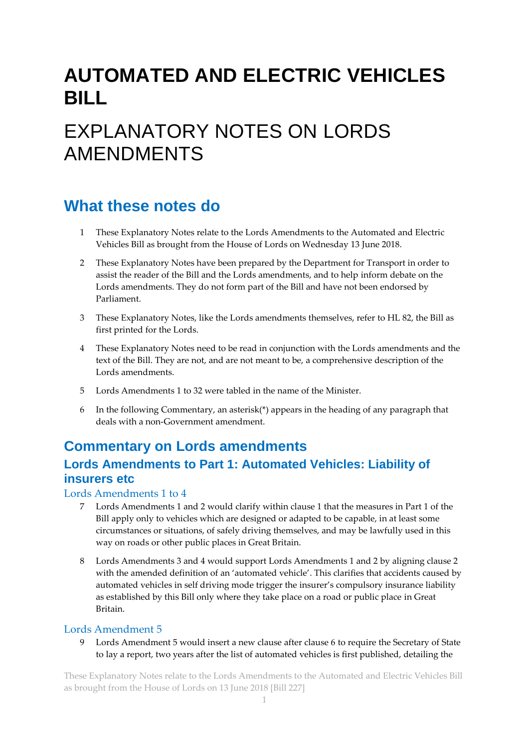# AUTOMATED AND ELECTRIC VEHICLES BILL

# EXPLANATORY NOTES ON LORDS AMENDMENTS

## What these notes do

1. These Explanatory Notes relate to the Lords Amendments to the Automated and Electric Vehicles Bill as brought from the House of Lords on Wednesday 13 June 2018.

2. These Explanatory Notes have been prepared by the Department for Transport in order to assist the reader of the Bill and the Lords amendments, and to help inform debate on the Lords amendments. They do not form part of the Bill and have not been endorsed by Parliament.

3. These Explanatory Notes, like the Lords amendments themselves, refer to HL 82, the Bill as first printed for the Lords.

4. These Explanatory Notes need to be read in conjunction with the Lords amendments and the text of the Bill. They are not, and are not meant to be, a comprehensive description of the Lords amendments.

5. Lords Amendments 1 to 32 were tabled in the name of the Minister.

6. In the following Commentary, an asterisk(*) appears in the heading of any paragraph that deals with a non-Government amendment.

## Commentary on Lords amendments

### Lords Amendments to Part 1: Automated Vehicles: Liability of insurers etc

#### Lords Amendments 1 to 4

7. Lords Amendments 1 and 2 would clarify within clause 1 that the measures in Part 1 of the Bill apply only to vehicles which are designed or adapted to be capable, in at least some circumstances or situations, of safely driving themselves, and may be lawfully used in this way on roads or other public places in Great Britain.

8. Lords Amendments 3 and 4 would support Lords Amendments 1 and 2 by aligning clause 2 with the amended definition of an 'automated vehicle'. This clarifies that accidents caused by automated vehicles in self driving mode trigger the insurer's compulsory insurance liability as established by this Bill only where they take place on a road or public place in Great Britain.

#### Lords Amendment 5

9. Lords Amendment 5 would insert a new clause after clause 6 to require the Secretary of State to lay a report, two years after the list of automated vehicles is first published, detailing the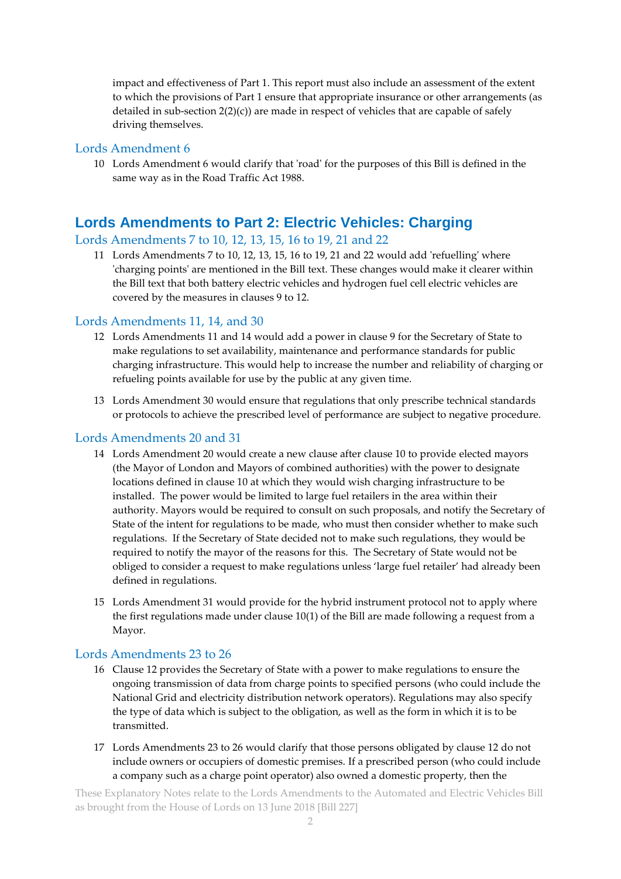impact and effectiveness of Part 1. This report must also include an assessment of the extent to which the provisions of Part 1 ensure that appropriate insurance or other arrangements (as detailed in sub-section 2(2)(c)) are made in respect of vehicles that are capable of safely driving themselves.

### Lords Amendment 6

10 Lords Amendment 6 would clarify that 'road' for the purposes of this Bill is defined in the same way as in the Road Traffic Act 1988.

## Lords Amendments to Part 2: Electric Vehicles: Charging

### Lords Amendments 7 to 10, 12, 13, 15, 16 to 19, 21 and 22

11 Lords Amendments 7 to 10, 12, 13, 15, 16 to 19, 21 and 22 would add 'refuelling' where 'charging points' are mentioned in the Bill text. These changes would make it clearer within the Bill text that both battery electric vehicles and hydrogen fuel cell electric vehicles are covered by the measures in clauses 9 to 12.

### Lords Amendments 11, 14, and 30

12 Lords Amendments 11 and 14 would add a power in clause 9 for the Secretary of State to make regulations to set availability, maintenance and performance standards for public charging infrastructure. This would help to increase the number and reliability of charging or refueling points available for use by the public at any given time.

13 Lords Amendment 30 would ensure that regulations that only prescribe technical standards or protocols to achieve the prescribed level of performance are subject to negative procedure.

### Lords Amendments 20 and 31

14 Lords Amendment 20 would create a new clause after clause 10 to provide elected mayors (the Mayor of London and Mayors of combined authorities) with the power to designate locations defined in clause 10 at which they would wish charging infrastructure to be installed. The power would be limited to large fuel retailers in the area within their authority. Mayors would be required to consult on such proposals, and notify the Secretary of State of the intent for regulations to be made, who must then consider whether to make such regulations. If the Secretary of State decided not to make such regulations, they would be required to notify the mayor of the reasons for this. The Secretary of State would not be obliged to consider a request to make regulations unless 'large fuel retailer' had already been defined in regulations.

15 Lords Amendment 31 would provide for the hybrid instrument protocol not to apply where the first regulations made under clause 10(1) of the Bill are made following a request from a Mayor.

### Lords Amendments 23 to 26

16 Clause 12 provides the Secretary of State with a power to make regulations to ensure the ongoing transmission of data from charge points to specified persons (who could include the National Grid and electricity distribution network operators). Regulations may also specify the type of data which is subject to the obligation, as well as the form in which it is to be transmitted.

17 Lords Amendments 23 to 26 would clarify that those persons obligated by clause 12 do not include owners or occupiers of domestic premises. If a prescribed person (who could include a company such as a charge point operator) also owned a domestic property, then the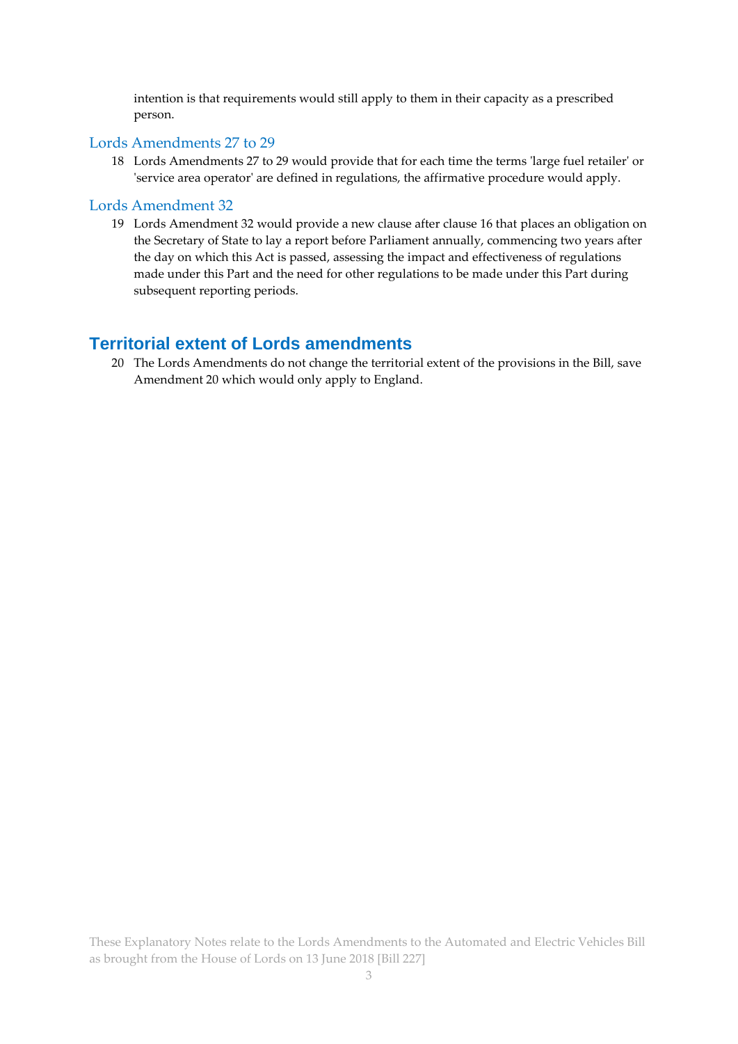intention is that requirements would still apply to them in their capacity as a prescribed person.

### Lords Amendments 27 to 29

18 Lords Amendments 27 to 29 would provide that for each time the terms 'large fuel retailer' or 'service area operator' are defined in regulations, the affirmative procedure would apply.

### Lords Amendment 32

19 Lords Amendment 32 would provide a new clause after clause 16 that places an obligation on the Secretary of State to lay a report before Parliament annually, commencing two years after the day on which this Act is passed, assessing the impact and effectiveness of regulations made under this Part and the need for other regulations to be made under this Part during subsequent reporting periods.

## Territorial extent of Lords amendments

20 The Lords Amendments do not change the territorial extent of the provisions in the Bill, save Amendment 20 which would only apply to England.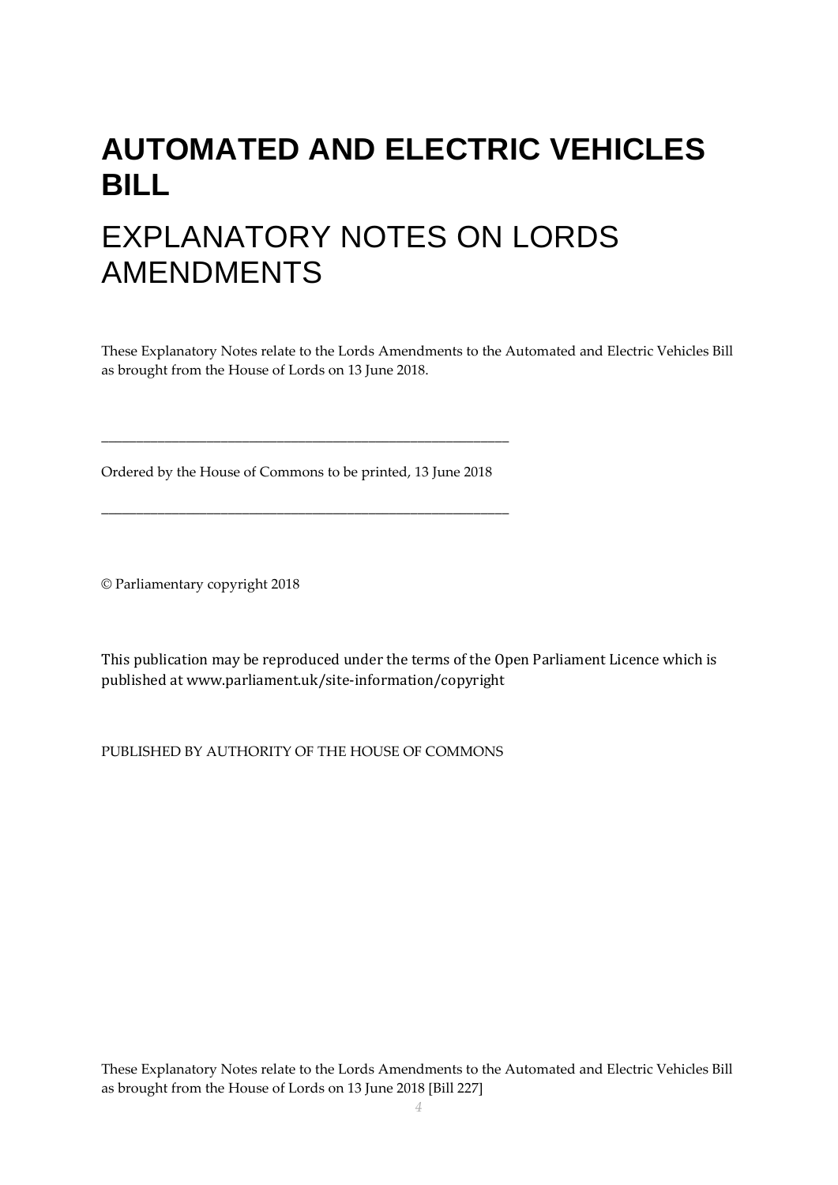# AUTOMATED AND ELECTRIC VEHICLES BILL

# EXPLANATORY NOTES ON LORDS AMENDMENTS

These Explanatory Notes relate to the Lords Amendments to the Automated and Electric Vehicles Bill as brought from the House of Lords on 13 June 2018.

---

Ordered by the House of Commons to be printed, 13 June 2018

---

© Parliamentary copyright 2018

This publication may be reproduced under the terms of the Open Parliament Licence which is published at www.parliament.uk/site-information/copyright

PUBLISHED BY AUTHORITY OF THE HOUSE OF COMMONS

These Explanatory Notes relate to the Lords Amendments to the Automated and Electric Vehicles Bill as brought from the House of Lords on 13 June 2018 [Bill 227]